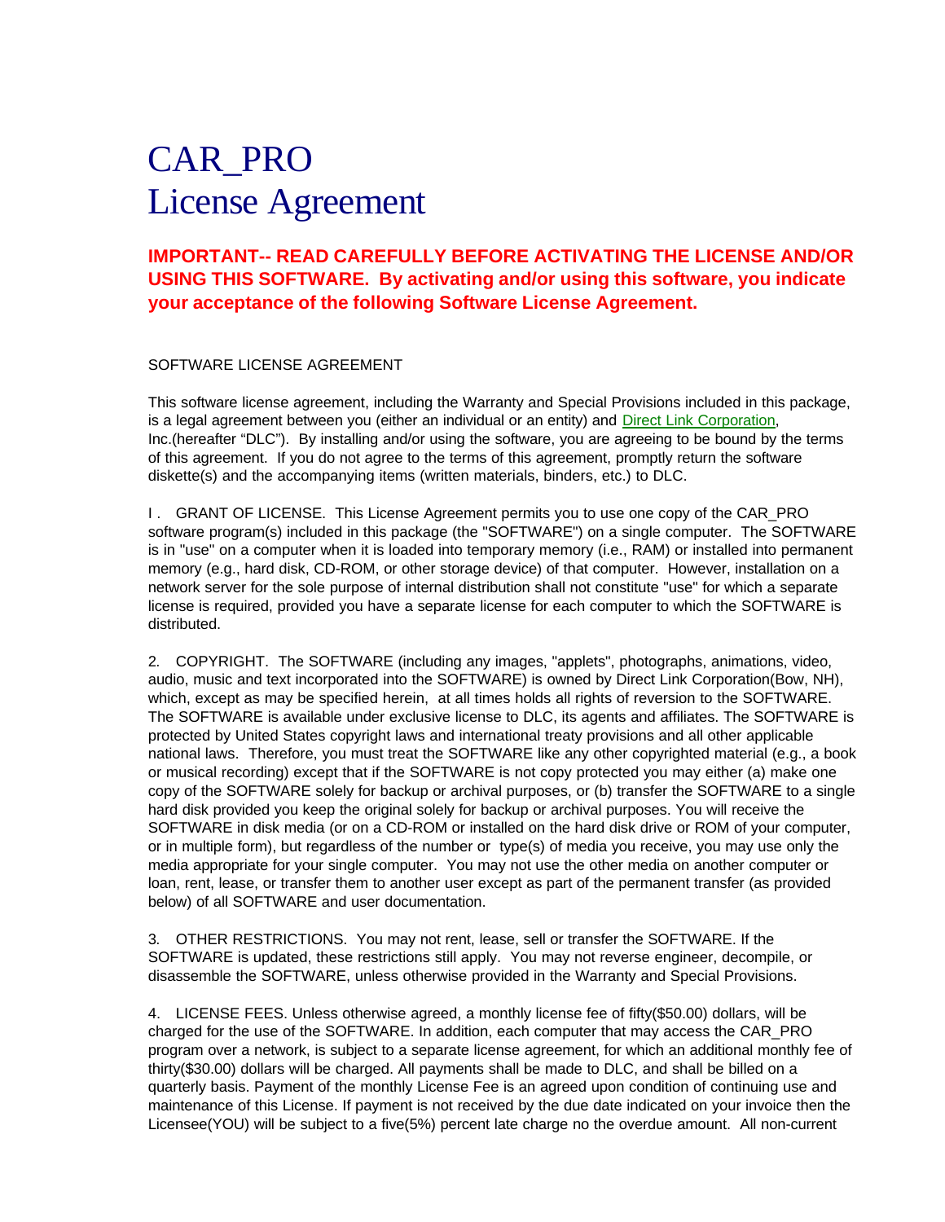# CAR_PRO
# License Agreement

**IMPORTANT-- READ CAREFULLY BEFORE ACTIVATING THE LICENSE AND/OR USING THIS SOFTWARE. By activating and/or using this software, you indicate your acceptance of the following Software License Agreement.**

SOFTWARE LICENSE AGREEMENT

This software license agreement, including the Warranty and Special Provisions included in this package, is a legal agreement between you (either an individual or an entity) and Direct Link Corporation, Inc.(hereafter "DLC"). By installing and/or using the software, you are agreeing to be bound by the terms of this agreement. If you do not agree to the terms of this agreement, promptly return the software diskette(s) and the accompanying items (written materials, binders, etc.) to DLC.

I . GRANT OF LICENSE. This License Agreement permits you to use one copy of the CAR_PRO software program(s) included in this package (the "SOFTWARE") on a single computer. The SOFTWARE is in "use" on a computer when it is loaded into temporary memory (i.e., RAM) or installed into permanent memory (e.g., hard disk, CD-ROM, or other storage device) of that computer. However, installation on a network server for the sole purpose of internal distribution shall not constitute "use" for which a separate license is required, provided you have a separate license for each computer to which the SOFTWARE is distributed.

2. COPYRIGHT. The SOFTWARE (including any images, "applets", photographs, animations, video, audio, music and text incorporated into the SOFTWARE) is owned by Direct Link Corporation(Bow, NH), which, except as may be specified herein, at all times holds all rights of reversion to the SOFTWARE. The SOFTWARE is available under exclusive license to DLC, its agents and affiliates. The SOFTWARE is protected by United States copyright laws and international treaty provisions and all other applicable national laws. Therefore, you must treat the SOFTWARE like any other copyrighted material (e.g., a book or musical recording) except that if the SOFTWARE is not copy protected you may either (a) make one copy of the SOFTWARE solely for backup or archival purposes, or (b) transfer the SOFTWARE to a single hard disk provided you keep the original solely for backup or archival purposes. You will receive the SOFTWARE in disk media (or on a CD-ROM or installed on the hard disk drive or ROM of your computer, or in multiple form), but regardless of the number or type(s) of media you receive, you may use only the media appropriate for your single computer. You may not use the other media on another computer or loan, rent, lease, or transfer them to another user except as part of the permanent transfer (as provided below) of all SOFTWARE and user documentation.

3. OTHER RESTRICTIONS. You may not rent, lease, sell or transfer the SOFTWARE. If the SOFTWARE is updated, these restrictions still apply. You may not reverse engineer, decompile, or disassemble the SOFTWARE, unless otherwise provided in the Warranty and Special Provisions.

4. LICENSE FEES. Unless otherwise agreed, a monthly license fee of fifty($50.00) dollars, will be charged for the use of the SOFTWARE. In addition, each computer that may access the CAR_PRO program over a network, is subject to a separate license agreement, for which an additional monthly fee of thirty($30.00) dollars will be charged. All payments shall be made to DLC, and shall be billed on a quarterly basis. Payment of the monthly License Fee is an agreed upon condition of continuing use and maintenance of this License. If payment is not received by the due date indicated on your invoice then the Licensee(YOU) will be subject to a five(5%) percent late charge no the overdue amount. All non-current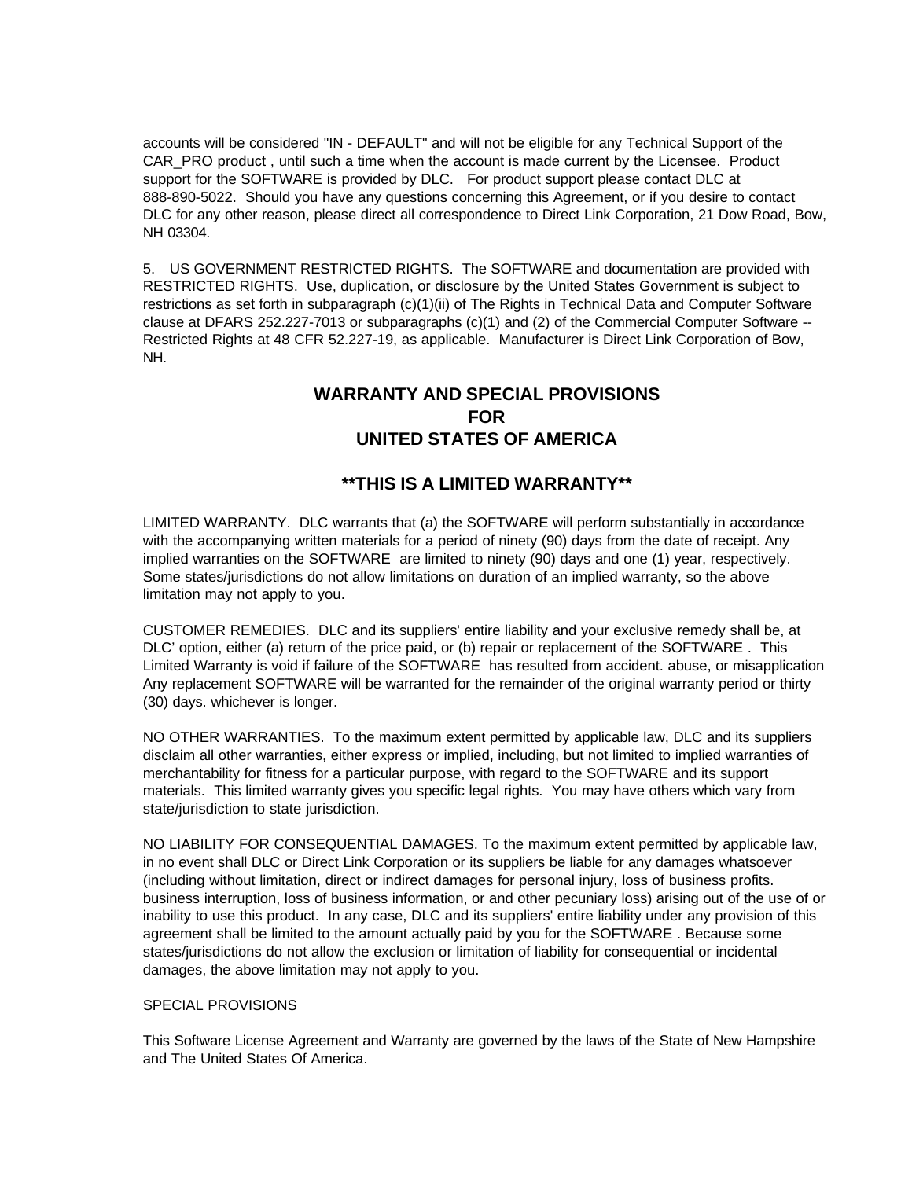accounts will be considered "IN - DEFAULT" and will not be eligible for any Technical Support of the CAR_PRO product , until such a time when the account is made current by the Licensee. Product support for the SOFTWARE is provided by DLC. For product support please contact DLC at 888-890-5022. Should you have any questions concerning this Agreement, or if you desire to contact DLC for any other reason, please direct all correspondence to Direct Link Corporation, 21 Dow Road, Bow, NH 03304.

5. US GOVERNMENT RESTRICTED RIGHTS. The SOFTWARE and documentation are provided with RESTRICTED RIGHTS. Use, duplication, or disclosure by the United States Government is subject to restrictions as set forth in subparagraph (c)(1)(ii) of The Rights in Technical Data and Computer Software clause at DFARS 252.227-7013 or subparagraphs (c)(1) and (2) of the Commercial Computer Software -- Restricted Rights at 48 CFR 52.227-19, as applicable. Manufacturer is Direct Link Corporation of Bow, NH.

## WARRANTY AND SPECIAL PROVISIONS FOR UNITED STATES OF AMERICA

## **THIS IS A LIMITED WARRANTY**

LIMITED WARRANTY. DLC warrants that (a) the SOFTWARE will perform substantially in accordance with the accompanying written materials for a period of ninety (90) days from the date of receipt. Any implied warranties on the SOFTWARE are limited to ninety (90) days and one (1) year, respectively. Some states/jurisdictions do not allow limitations on duration of an implied warranty, so the above limitation may not apply to you.

CUSTOMER REMEDIES. DLC and its suppliers' entire liability and your exclusive remedy shall be, at DLC' option, either (a) return of the price paid, or (b) repair or replacement of the SOFTWARE . This Limited Warranty is void if failure of the SOFTWARE has resulted from accident. abuse, or misapplication Any replacement SOFTWARE will be warranted for the remainder of the original warranty period or thirty (30) days. whichever is longer.

NO OTHER WARRANTIES. To the maximum extent permitted by applicable law, DLC and its suppliers disclaim all other warranties, either express or implied, including, but not limited to implied warranties of merchantability for fitness for a particular purpose, with regard to the SOFTWARE and its support materials. This limited warranty gives you specific legal rights. You may have others which vary from state/jurisdiction to state jurisdiction.

NO LIABILITY FOR CONSEQUENTIAL DAMAGES. To the maximum extent permitted by applicable law, in no event shall DLC or Direct Link Corporation or its suppliers be liable for any damages whatsoever (including without limitation, direct or indirect damages for personal injury, loss of business profits. business interruption, loss of business information, or and other pecuniary loss) arising out of the use of or inability to use this product. In any case, DLC and its suppliers' entire liability under any provision of this agreement shall be limited to the amount actually paid by you for the SOFTWARE . Because some states/jurisdictions do not allow the exclusion or limitation of liability for consequential or incidental damages, the above limitation may not apply to you.

SPECIAL PROVISIONS

This Software License Agreement and Warranty are governed by the laws of the State of New Hampshire and The United States Of America.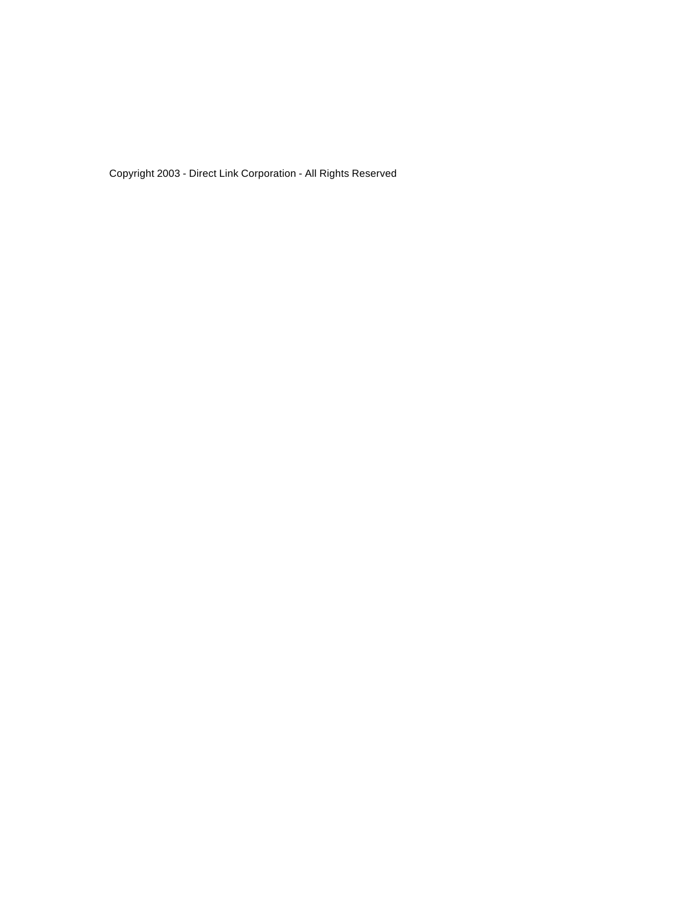Copyright 2003 - Direct Link Corporation - All Rights Reserved